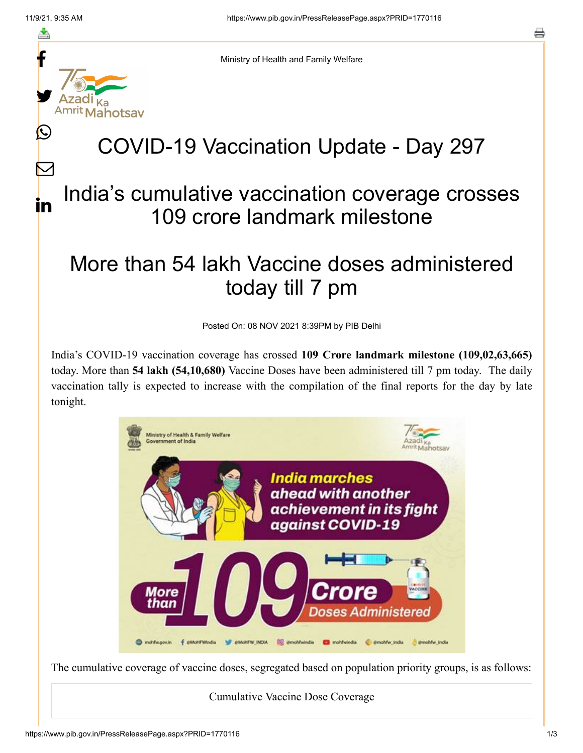Ministry of Health and Family Welfare

# COVID-19 Vaccination Update - Day 297

## India's cumulative vaccination coverage crosses 109 crore landmark milestone

## More than 54 lakh Vaccine doses administered today till 7 pm

Posted On: 08 NOV 2021 8:39PM by PIB Delhi

India's COVID-19 vaccination coverage has crossed **109 Crore landmark milestone (109,02,63,665)** today. More than **54 lakh (54,10,680)** Vaccine Doses have been administered till 7 pm today. The daily vaccination tally is expected to increase with the compilation of the final reports for the day by late tonight.

The cumulative coverage of vaccine doses, segregated based on population priority groups, is as follows:

| Cumulative Vaccine Dose Coverage |
|---|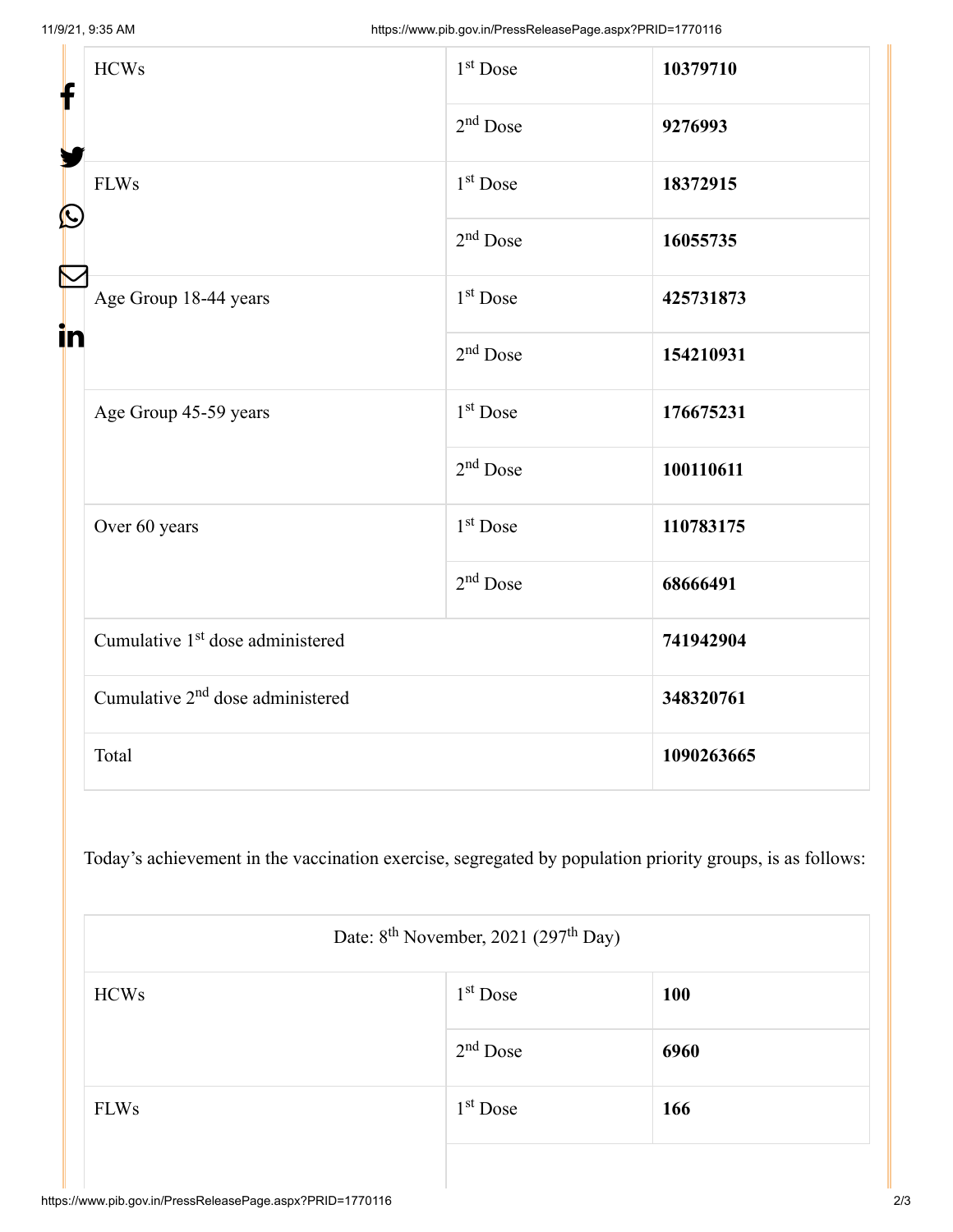| HCWs | 1st Dose | **10379710** |
|---|---|---|
| | 2nd Dose | **9276993** |
| FLWs | 1st Dose | **18372915** |
| | 2nd Dose | **16055735** |
| Age Group 18-44 years | 1st Dose | **425731873** |
| | 2nd Dose | **154210931** |
| Age Group 45-59 years | 1st Dose | **176675231** |
| | 2nd Dose | **100110611** |
| Over 60 years | 1st Dose | **110783175** |
| | 2nd Dose | **68666491** |
| Cumulative 1st dose administered | | **741942904** |
| Cumulative 2nd dose administered | | **348320761** |
| Total | | **1090263665** |

Today's achievement in the vaccination exercise, segregated by population priority groups, is as follows:

| Date: 8th November, 2021 (297th Day) | | |
|---|---|---|
| HCWs | 1st Dose | **100** |
| | 2nd Dose | **6960** |
| FLWs | 1st Dose | **166** |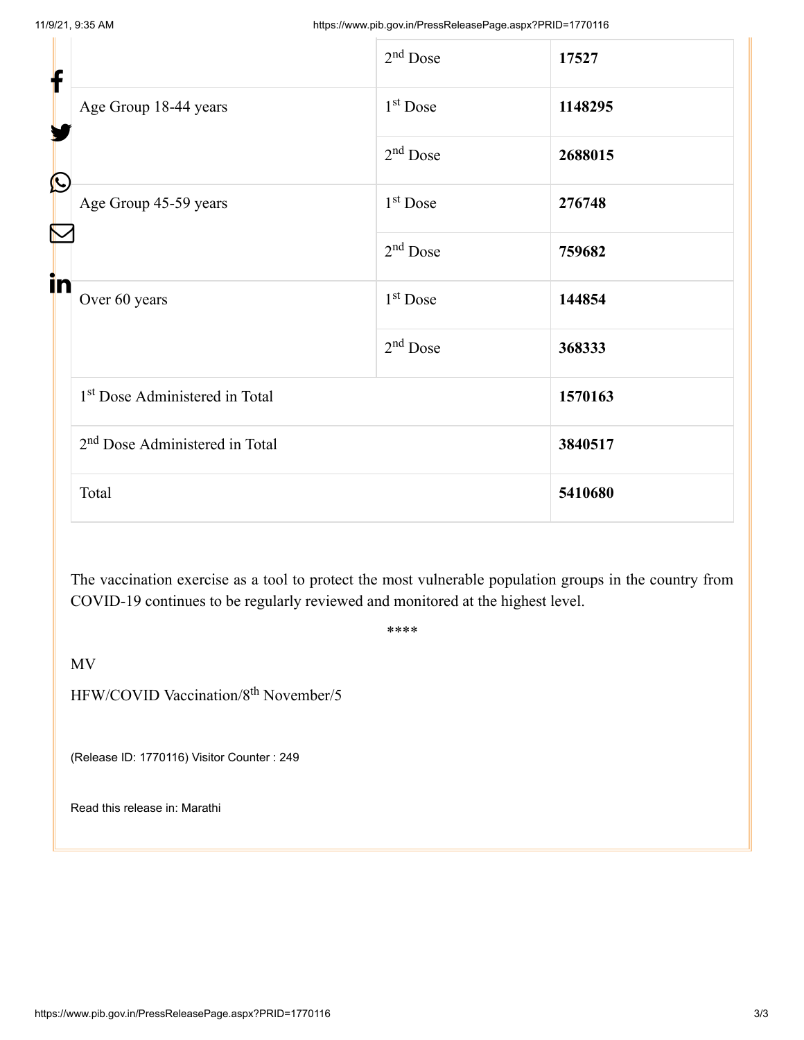| | | |
|---|---|---|
| | 2nd Dose | **17527** |
| Age Group 18-44 years | 1st Dose | **1148295** |
| | 2nd Dose | **2688015** |
| Age Group 45-59 years | 1st Dose | **276748** |
| | 2nd Dose | **759682** |
| Over 60 years | 1st Dose | **144854** |
| | 2nd Dose | **368333** |
| 1st Dose Administered in Total | | **1570163** |
| 2nd Dose Administered in Total | | **3840517** |
| Total | | **5410680** |

The vaccination exercise as a tool to protect the most vulnerable population groups in the country from COVID-19 continues to be regularly reviewed and monitored at the highest level.

****

MV

HFW/COVID Vaccination/8th November/5

(Release ID: 1770116) Visitor Counter : 249

Read this release in: Marathi